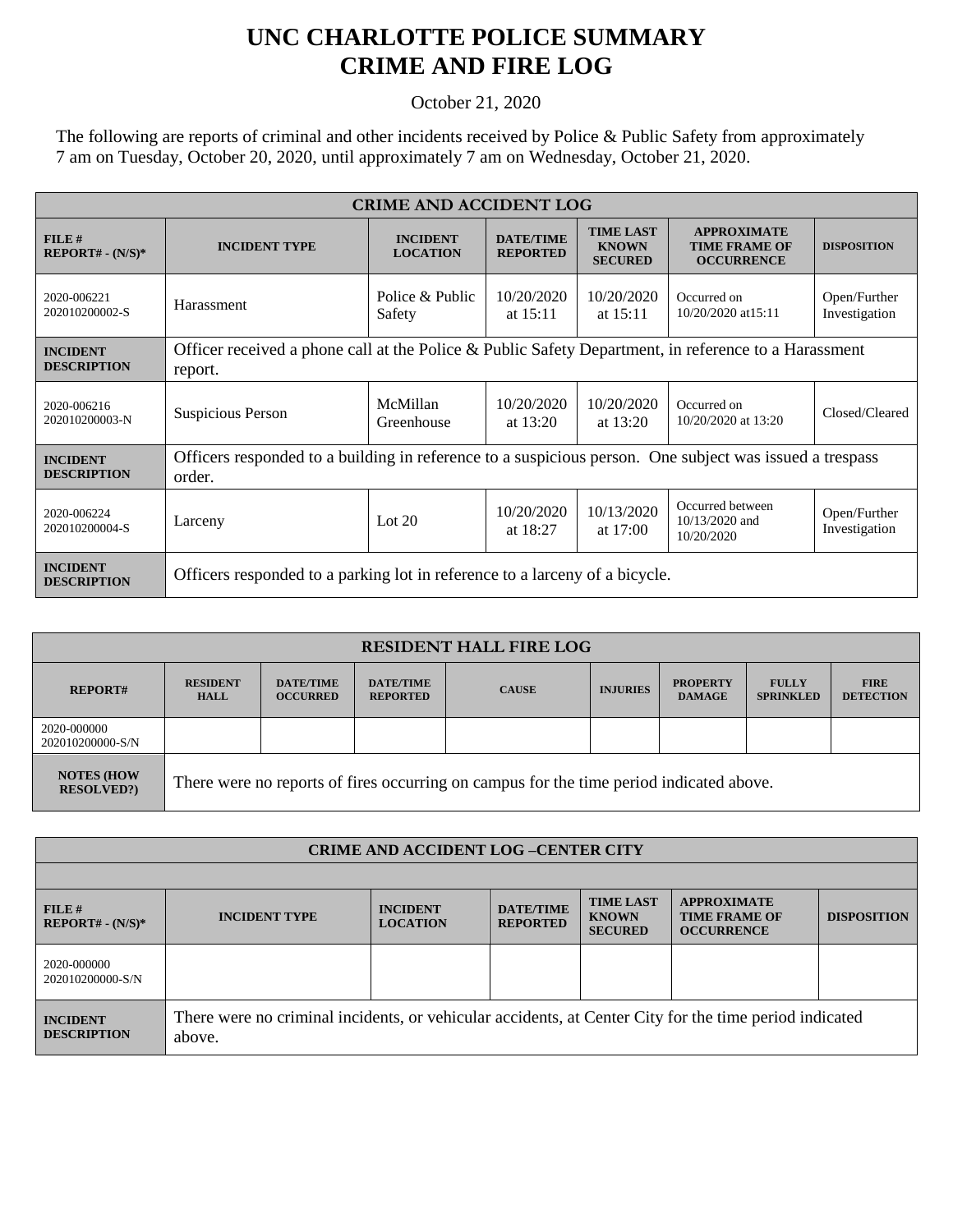# UNC CHARLOTTE POLICE SUMMARY
# CRIME AND FIRE LOG

October 21, 2020

The following are reports of criminal and other incidents received by Police & Public Safety from approximately 7 am on Tuesday, October 20, 2020, until approximately 7 am on Wednesday, October 21, 2020.

| CRIME AND ACCIDENT LOG | | | | | | |
|---|---|---|---|---|---|---|
| **FILE # REPORT# - (N/S)*** | **INCIDENT TYPE** | **INCIDENT LOCATION** | **DATE/TIME REPORTED** | **TIME LAST KNOWN SECURED** | **APPROXIMATE TIME FRAME OF OCCURRENCE** | **DISPOSITION** |
| 2020-006221 202010200002-S | Harassment | Police & Public Safety | 10/20/2020 at 15:11 | 10/20/2020 at 15:11 | Occurred on 10/20/2020 at15:11 | Open/Further Investigation |
| **INCIDENT DESCRIPTION** | Officer received a phone call at the Police & Public Safety Department, in reference to a Harassment report. | | | | | |
| 2020-006216 202010200003-N | Suspicious Person | McMillan Greenhouse | 10/20/2020 at 13:20 | 10/20/2020 at 13:20 | Occurred on 10/20/2020 at 13:20 | Closed/Cleared |
| **INCIDENT DESCRIPTION** | Officers responded to a building in reference to a suspicious person. One subject was issued a trespass order. | | | | | |
| 2020-006224 202010200004-S | Larceny | Lot 20 | 10/20/2020 at 18:27 | 10/13/2020 at 17:00 | Occurred between 10/13/2020 and 10/20/2020 | Open/Further Investigation |
| **INCIDENT DESCRIPTION** | Officers responded to a parking lot in reference to a larceny of a bicycle. | | | | | |

| RESIDENT HALL FIRE LOG | | | | | | | | |
|---|---|---|---|---|---|---|---|---|
| **REPORT#** | **RESIDENT HALL** | **DATE/TIME OCCURRED** | **DATE/TIME REPORTED** | **CAUSE** | **INJURIES** | **PROPERTY DAMAGE** | **FULLY SPRINKLED** | **FIRE DETECTION** |
| 2020-000000 202010200000-S/N | | | | | | | | |
| **NOTES (HOW RESOLVED?)** | There were no reports of fires occurring on campus for the time period indicated above. | | | | | | | |

| CRIME AND ACCIDENT LOG –CENTER CITY | | | | | | |
|---|---|---|---|---|---|---|
| **FILE # REPORT# - (N/S)*** | **INCIDENT TYPE** | **INCIDENT LOCATION** | **DATE/TIME REPORTED** | **TIME LAST KNOWN SECURED** | **APPROXIMATE TIME FRAME OF OCCURRENCE** | **DISPOSITION** |
| 2020-000000 202010200000-S/N | | | | | | |
| **INCIDENT DESCRIPTION** | There were no criminal incidents, or vehicular accidents, at Center City for the time period indicated above. | | | | | |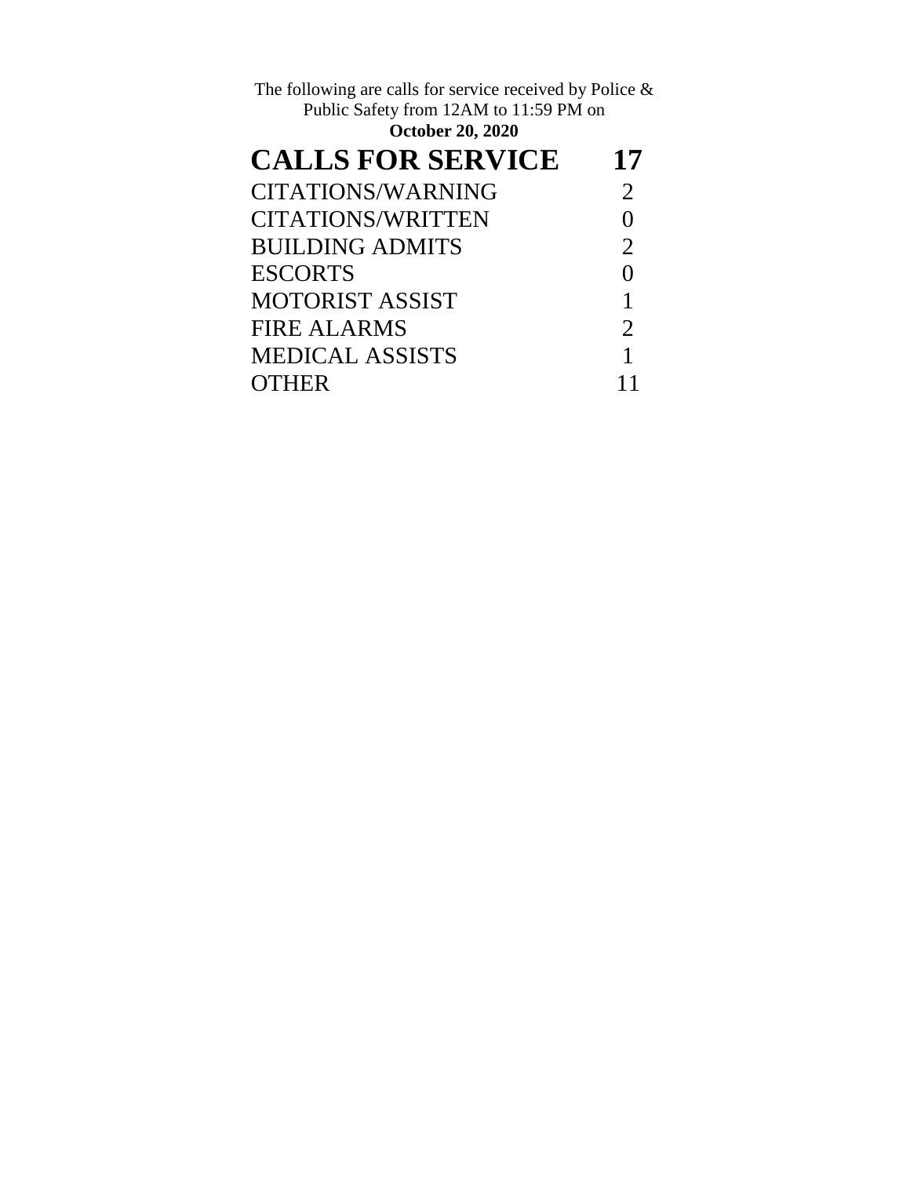The following are calls for service received by Police & Public Safety from 12AM to 11:59 PM on

**October 20, 2020**

| | |
|---|---|
| **CALLS FOR SERVICE** | **17** |
| CITATIONS/WARNING | 2 |
| CITATIONS/WRITTEN | 0 |
| BUILDING ADMITS | 2 |
| ESCORTS | 0 |
| MOTORIST ASSIST | 1 |
| FIRE ALARMS | 2 |
| MEDICAL ASSISTS | 1 |
| OTHER | 11 |